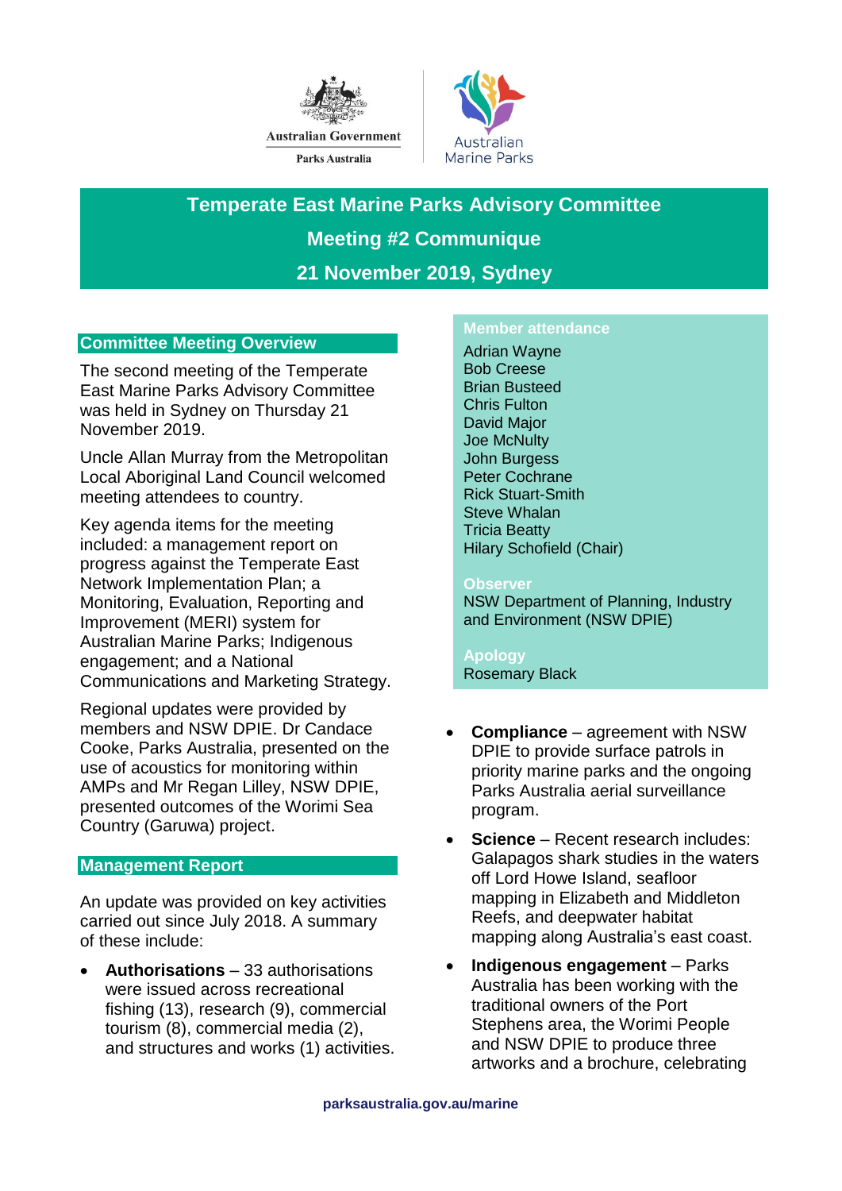Australian Government

Parks Australia

Australian Marine Parks

# Temperate East Marine Parks Advisory Committee

## Meeting #2 Communique

## 21 November 2019, Sydney

### Committee Meeting Overview

The second meeting of the Temperate East Marine Parks Advisory Committee was held in Sydney on Thursday 21 November 2019.

Uncle Allan Murray from the Metropolitan Local Aboriginal Land Council welcomed meeting attendees to country.

Key agenda items for the meeting included: a management report on progress against the Temperate East Network Implementation Plan; a Monitoring, Evaluation, Reporting and Improvement (MERI) system for Australian Marine Parks; Indigenous engagement; and a National Communications and Marketing Strategy.

Regional updates were provided by members and NSW DPIE. Dr Candace Cooke, Parks Australia, presented on the use of acoustics for monitoring within AMPs and Mr Regan Lilley, NSW DPIE, presented outcomes of the Worimi Sea Country (Garuwa) project.

### Management Report

An update was provided on key activities carried out since July 2018. A summary of these include:

- **Authorisations** – 33 authorisations were issued across recreational fishing (13), research (9), commercial tourism (8), commercial media (2), and structures and works (1) activities.

### Member attendance

Adrian Wayne
Bob Creese
Brian Busteed
Chris Fulton
David Major
Joe McNulty
John Burgess
Peter Cochrane
Rick Stuart-Smith
Steve Whalan
Tricia Beatty
Hilary Schofield (Chair)

### Observer

NSW Department of Planning, Industry and Environment (NSW DPIE)

### Apology

Rosemary Black

- **Compliance** – agreement with NSW DPIE to provide surface patrols in priority marine parks and the ongoing Parks Australia aerial surveillance program.
- **Science** – Recent research includes: Galapagos shark studies in the waters off Lord Howe Island, seafloor mapping in Elizabeth and Middleton Reefs, and deepwater habitat mapping along Australia's east coast.
- **Indigenous engagement** – Parks Australia has been working with the traditional owners of the Port Stephens area, the Worimi People and NSW DPIE to produce three artworks and a brochure, celebrating

parksaustralia.gov.au/marine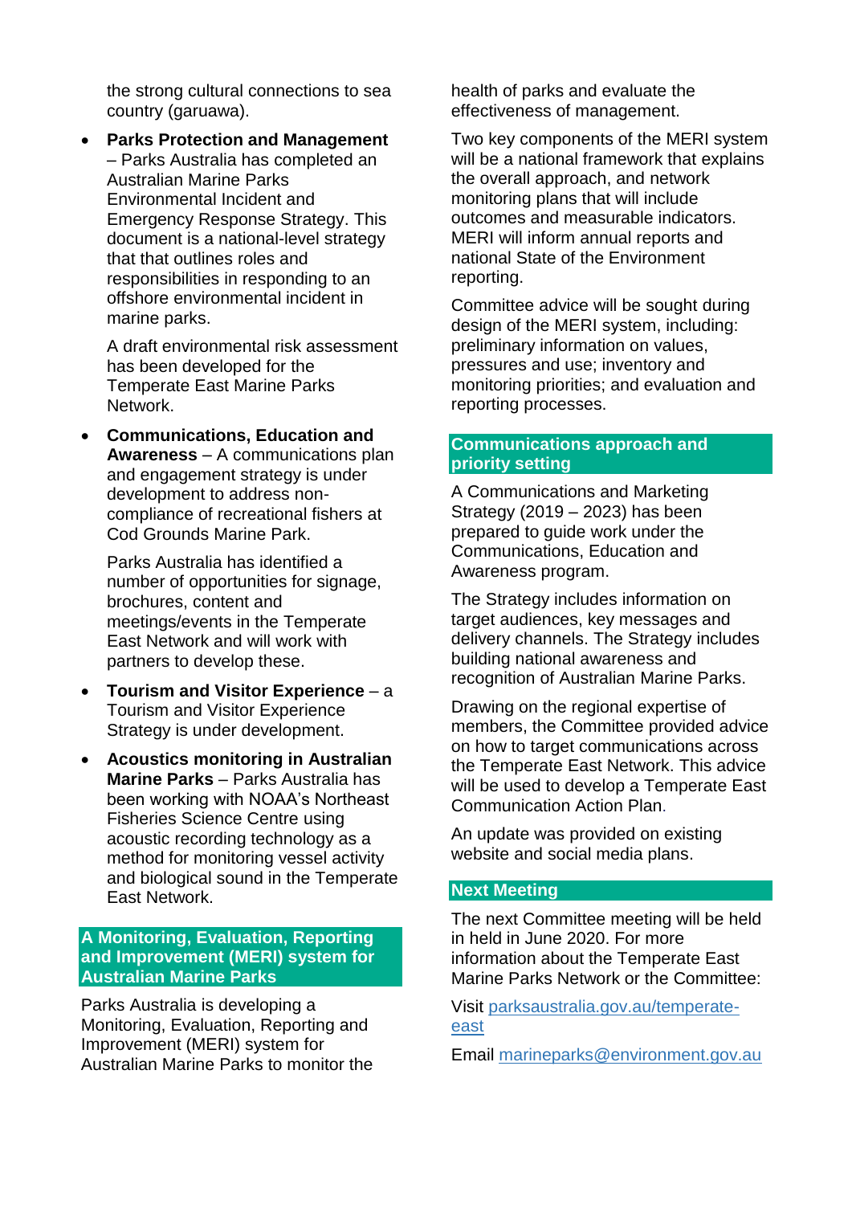the strong cultural connections to sea country (garuawa).

- **Parks Protection and Management** – Parks Australia has completed an Australian Marine Parks Environmental Incident and Emergency Response Strategy. This document is a national-level strategy that that outlines roles and responsibilities in responding to an offshore environmental incident in marine parks.

  A draft environmental risk assessment has been developed for the Temperate East Marine Parks Network.

- **Communications, Education and Awareness** – A communications plan and engagement strategy is under development to address non-compliance of recreational fishers at Cod Grounds Marine Park.

  Parks Australia has identified a number of opportunities for signage, brochures, content and meetings/events in the Temperate East Network and will work with partners to develop these.

- **Tourism and Visitor Experience** – a Tourism and Visitor Experience Strategy is under development.

- **Acoustics monitoring in Australian Marine Parks** – Parks Australia has been working with NOAA's Northeast Fisheries Science Centre using acoustic recording technology as a method for monitoring vessel activity and biological sound in the Temperate East Network.

## A Monitoring, Evaluation, Reporting and Improvement (MERI) system for Australian Marine Parks

Parks Australia is developing a Monitoring, Evaluation, Reporting and Improvement (MERI) system for Australian Marine Parks to monitor the health of parks and evaluate the effectiveness of management.

Two key components of the MERI system will be a national framework that explains the overall approach, and network monitoring plans that will include outcomes and measurable indicators. MERI will inform annual reports and national State of the Environment reporting.

Committee advice will be sought during design of the MERI system, including: preliminary information on values, pressures and use; inventory and monitoring priorities; and evaluation and reporting processes.

## Communications approach and priority setting

A Communications and Marketing Strategy (2019 – 2023) has been prepared to guide work under the Communications, Education and Awareness program.

The Strategy includes information on target audiences, key messages and delivery channels. The Strategy includes building national awareness and recognition of Australian Marine Parks.

Drawing on the regional expertise of members, the Committee provided advice on how to target communications across the Temperate East Network. This advice will be used to develop a Temperate East Communication Action Plan.

An update was provided on existing website and social media plans.

## Next Meeting

The next Committee meeting will be held in held in June 2020. For more information about the Temperate East Marine Parks Network or the Committee:

Visit [parksaustralia.gov.au/temperate-east](parksaustralia.gov.au/temperate-east)

Email [marineparks@environment.gov.au](mailto:marineparks@environment.gov.au)